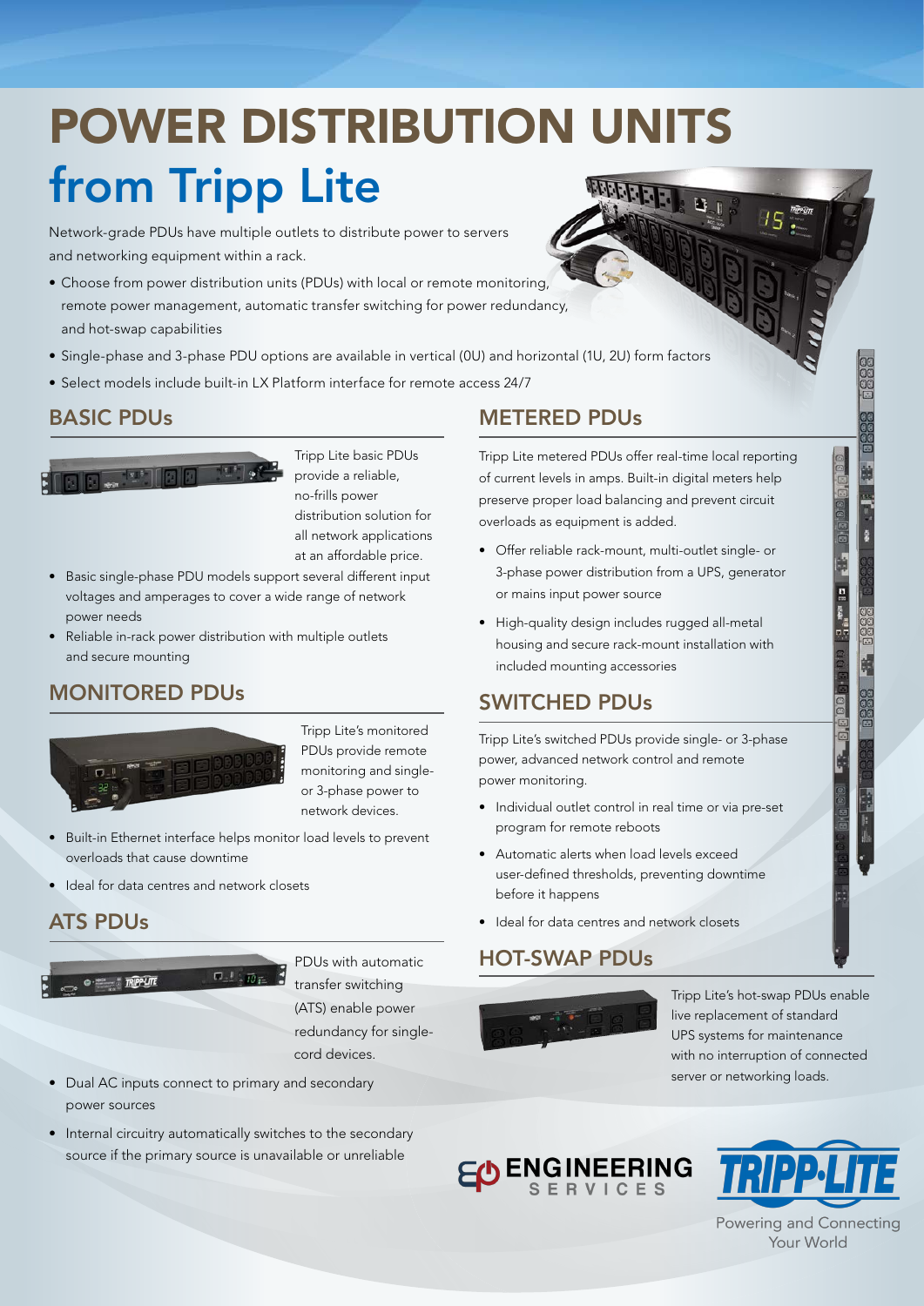# POWER DISTRIBUTION UNITS
# from Tripp Lite

Network-grade PDUs have multiple outlets to distribute power to servers and networking equipment within a rack.

- Choose from power distribution units (PDUs) with local or remote monitoring, remote power management, automatic transfer switching for power redundancy, and hot-swap capabilities
- Single-phase and 3-phase PDU options are available in vertical (0U) and horizontal (1U, 2U) form factors
- Select models include built-in LX Platform interface for remote access 24/7

## BASIC PDUs

Tripp Lite basic PDUs provide a reliable, no-frills power distribution solution for all network applications at an affordable price.

- Basic single-phase PDU models support several different input voltages and amperages to cover a wide range of network power needs
- Reliable in-rack power distribution with multiple outlets and secure mounting

## MONITORED PDUs

Tripp Lite's monitored PDUs provide remote monitoring and single- or 3-phase power to network devices.

- Built-in Ethernet interface helps monitor load levels to prevent overloads that cause downtime
- Ideal for data centres and network closets

## ATS PDUs

PDUs with automatic transfer switching (ATS) enable power redundancy for single-cord devices.

- Dual AC inputs connect to primary and secondary power sources
- Internal circuitry automatically switches to the secondary source if the primary source is unavailable or unreliable

## METERED PDUs

Tripp Lite metered PDUs offer real-time local reporting of current levels in amps. Built-in digital meters help preserve proper load balancing and prevent circuit overloads as equipment is added.

- Offer reliable rack-mount, multi-outlet single- or 3-phase power distribution from a UPS, generator or mains input power source
- High-quality design includes rugged all-metal housing and secure rack-mount installation with included mounting accessories

## SWITCHED PDUs

Tripp Lite's switched PDUs provide single- or 3-phase power, advanced network control and remote power monitoring.

- Individual outlet control in real time or via pre-set program for remote reboots
- Automatic alerts when load levels exceed user-defined thresholds, preventing downtime before it happens
- Ideal for data centres and network closets

## HOT-SWAP PDUs

Tripp Lite's hot-swap PDUs enable live replacement of standard UPS systems for maintenance with no interruption of connected server or networking loads.

ENGINEERING SERVICES

TRIPP·LITE
Powering and Connecting Your World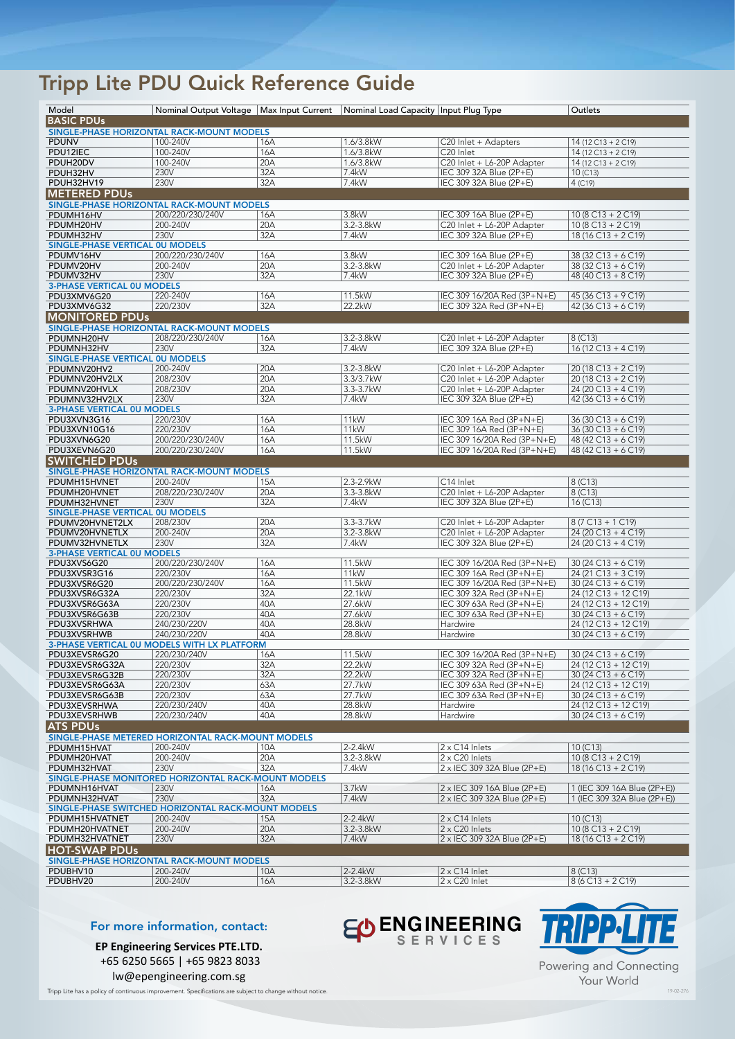# Tripp Lite PDU Quick Reference Guide

| Model | Nominal Output Voltage | Max Input Current | Nominal Load Capacity | Input Plug Type | Outlets |
|---|---|---|---|---|---|
| **BASIC PDUs** | | | | | |
| **SINGLE-PHASE HORIZONTAL RACK-MOUNT MODELS** | | | | | |
| PDUNV | 100-240V | 16A | 1.6/3.8kW | C20 Inlet + Adapters | 14 (12 C13 + 2 C19) |
| PDU12IEC | 100-240V | 16A | 1.6/3.8kW | C20 Inlet | 14 (12 C13 + 2 C19) |
| PDUH20DV | 100-240V | 20A | 1.6/3.8kW | C20 Inlet + L6-20P Adapter | 14 (12 C13 + 2 C19) |
| PDUH32HV | 230V | 32A | 7.4kW | IEC 309 32A Blue (2P+E) | 10 (C13) |
| PDUH32HV19 | 230V | 32A | 7.4kW | IEC 309 32A Blue (2P+E) | 4 (C19) |
| **METERED PDUs** | | | | | |
| **SINGLE-PHASE HORIZONTAL RACK-MOUNT MODELS** | | | | | |
| PDUMH16HV | 200/220/230/240V | 16A | 3.8kW | IEC 309 16A Blue (2P+E) | 10 (8 C13 + 2 C19) |
| PDUMH20HV | 200-240V | 20A | 3.2-3.8kW | C20 Inlet + L6-20P Adapter | 10 (8 C13 + 2 C19) |
| PDUMH32HV | 230V | 32A | 7.4kW | IEC 309 32A Blue (2P+E) | 18 (16 C13 + 2 C19) |
| **SINGLE-PHASE VERTICAL 0U MODELS** | | | | | |
| PDUMV16HV | 200/220/230/240V | 16A | 3.8kW | IEC 309 16A Blue (2P+E) | 38 (32 C13 + 6 C19) |
| PDUMV20HV | 200-240V | 20A | 3.2-3.8kW | C20 Inlet + L6-20P Adapter | 38 (32 C13 + 6 C19) |
| PDUMV32HV | 230V | 32A | 7.4kW | IEC 309 32A Blue (2P+E) | 48 (40 C13 + 8 C19) |
| **3-PHASE VERTICAL 0U MODELS** | | | | | |
| PDU3XMV6G20 | 220-240V | 16A | 11.5kW | IEC 309 16/20A Red (3P+N+E) | 45 (36 C13 + 9 C19) |
| PDU3XMV6G32 | 220/230V | 32A | 22.2kW | IEC 309 32A Red (3P+N+E) | 42 (36 C13 + 6 C19) |
| **MONITORED PDUs** | | | | | |
| **SINGLE-PHASE HORIZONTAL RACK-MOUNT MODELS** | | | | | |
| PDUMNH20HV | 208/220/230/240V | 16A | 3.2-3.8kW | C20 Inlet + L6-20P Adapter | 8 (C13) |
| PDUMNH32HV | 230V | 32A | 7.4kW | IEC 309 32A Blue (2P+E) | 16 (12 C13 + 4 C19) |
| **SINGLE-PHASE VERTICAL 0U MODELS** | | | | | |
| PDUMNV20HV2 | 200-240V | 20A | 3.2-3.8kW | C20 Inlet + L6-20P Adapter | 20 (18 C13 + 2 C19) |
| PDUMNV20HV2LX | 208/230V | 20A | 3.3/3.7kW | C20 Inlet + L6-20P Adapter | 20 (18 C13 + 2 C19) |
| PDUMNV20HVLX | 208/230V | 20A | 3.3-3.7kW | C20 Inlet + L6-20P Adapter | 24 (20 C13 + 4 C19) |
| PDUMNV32HV2LX | 230V | 32A | 7.4kW | IEC 309 32A Blue (2P+E) | 42 (36 C13 + 6 C19) |
| **3-PHASE VERTICAL 0U MODELS** | | | | | |
| PDU3XVN3G16 | 220/230V | 16A | 11kW | IEC 309 16A Red (3P+N+E) | 36 (30 C13 + 6 C19) |
| PDU3XVN10G16 | 220/230V | 16A | 11kW | IEC 309 16A Red (3P+N+E) | 36 (30 C13 + 6 C19) |
| PDU3XVN6G20 | 200/220/230/240V | 16A | 11.5kW | IEC 309 16/20A Red (3P+N+E) | 48 (42 C13 + 6 C19) |
| PDU3XEVN6G20 | 200/220/230/240V | 16A | 11.5kW | IEC 309 16/20A Red (3P+N+E) | 48 (42 C13 + 6 C19) |
| **SWITCHED PDUs** | | | | | |
| **SINGLE-PHASE HORIZONTAL RACK-MOUNT MODELS** | | | | | |
| PDUMH15HVNET | 200-240V | 15A | 2.3-2.9kW | C14 Inlet | 8 (C13) |
| PDUMH20HVNET | 208/220/230/240V | 20A | 3.3-3.8kW | C20 Inlet + L6-20P Adapter | 8 (C13) |
| PDUMH32HVNET | 230V | 32A | 7.4kW | IEC 309 32A Blue (2P+E) | 16 (C13) |
| **SINGLE-PHASE VERTICAL 0U MODELS** | | | | | |
| PDUMV20HVNET2LX | 208/230V | 20A | 3.3-3.7kW | C20 Inlet + L6-20P Adapter | 8 (7 C13 + 1 C19) |
| PDUMV20HVNETLX | 200-240V | 20A | 3.2-3.8kW | C20 Inlet + L6-20P Adapter | 24 (20 C13 + 4 C19) |
| PDUMV32HVNETLX | 230V | 32A | 7.4kW | IEC 309 32A Blue (2P+E) | 24 (20 C13 + 4 C19) |
| **3-PHASE VERTICAL 0U MODELS** | | | | | |
| PDU3XVS6G20 | 200/220/230/240V | 16A | 11.5kW | IEC 309 16/20A Red (3P+N+E) | 30 (24 C13 + 6 C19) |
| PDU3XVSR3G16 | 220/230V | 16A | 11kW | IEC 309 16A Red (3P+N+E) | 24 (21 C13 + 3 C19) |
| PDU3XVSR6G20 | 200/220/230/240V | 16A | 11.5kW | IEC 309 16/20A Red (3P+N+E) | 30 (24 C13 + 6 C19) |
| PDU3XVSR6G32A | 220/230V | 32A | 22.1kW | IEC 309 32A Red (3P+N+E) | 24 (12 C13 + 12 C19) |
| PDU3XVSR6G63A | 220/230V | 40A | 27.6kW | IEC 309 63A Red (3P+N+E) | 24 (12 C13 + 12 C19) |
| PDU3XVSR6G63B | 220/230V | 40A | 27.6kW | IEC 309 63A Red (3P+N+E) | 30 (24 C13 + 6 C19) |
| PDU3XVSRHWA | 240/230/220V | 40A | 28.8kW | Hardwire | 24 (12 C13 + 12 C19) |
| PDU3XVSRHWB | 240/230/220V | 40A | 28.8kW | Hardwire | 30 (24 C13 + 6 C19) |
| **3-PHASE VERTICAL 0U MODELS WITH LX PLATFORM** | | | | | |
| PDU3XEVSR6G20 | 220/230/240V | 16A | 11.5kW | IEC 309 16/20A Red (3P+N+E) | 30 (24 C13 + 6 C19) |
| PDU3XEVSR6G32A | 220/230V | 32A | 22.2kW | IEC 309 32A Red (3P+N+E) | 24 (12 C13 + 12 C19) |
| PDU3XEVSR6G32B | 220/230V | 32A | 22.2kW | IEC 309 32A Red (3P+N+E) | 30 (24 C13 + 6 C19) |
| PDU3XEVSR6G63A | 220/230V | 63A | 27.7kW | IEC 309 63A Red (3P+N+E) | 24 (12 C13 + 12 C19) |
| PDU3XEVSR6G63B | 220/230V | 63A | 27.7kW | IEC 309 63A Red (3P+N+E) | 30 (24 C13 + 6 C19) |
| PDU3XEVSRHWA | 220/230/240V | 40A | 28.8kW | Hardwire | 24 (12 C13 + 12 C19) |
| PDU3XEVSRHWB | 220/230/240V | 40A | 28.8kW | Hardwire | 30 (24 C13 + 6 C19) |
| **ATS PDUs** | | | | | |
| **SINGLE-PHASE METERED HORIZONTAL RACK-MOUNT MODELS** | | | | | |
| PDUMH15HVAT | 200-240V | 10A | 2-2.4kW | 2 x C14 Inlets | 10 (C13) |
| PDUMH20HVAT | 200-240V | 20A | 3.2-3.8kW | 2 x C20 Inlets | 10 (8 C13 + 2 C19) |
| PDUMH32HVAT | 230V | 32A | 7.4kW | 2 x IEC 309 32A Blue (2P+E) | 18 (16 C13 + 2 C19) |
| **SINGLE-PHASE MONITORED HORIZONTAL RACK-MOUNT MODELS** | | | | | |
| PDUMNH16HVAT | 230V | 16A | 3.7kW | 2 x IEC 309 16A Blue (2P+E) | 1 (IEC 309 16A Blue (2P+E)) |
| PDUMNH32HVAT | 230V | 32A | 7.4kW | 2 x IEC 309 32A Blue (2P+E) | 1 (IEC 309 32A Blue (2P+E)) |
| **SINGLE-PHASE SWITCHED HORIZONTAL RACK-MOUNT MODELS** | | | | | |
| PDUMH15HVATNET | 200-240V | 15A | 2-2.4kW | 2 x C14 Inlets | 10 (C13) |
| PDUMH20HVATNET | 200-240V | 20A | 3.2-3.8kW | 2 x C20 Inlets | 10 (8 C13 + 2 C19) |
| PDUMH32HVATNET | 230V | 32A | 7.4kW | 2 x IEC 309 32A Blue (2P+E) | 18 (16 C13 + 2 C19) |
| **HOT-SWAP PDUs** | | | | | |
| **SINGLE-PHASE HORIZONTAL RACK-MOUNT MODELS** | | | | | |
| PDUBHV10 | 200-240V | 10A | 2-2.4kW | 2 x C14 Inlet | 8 (C13) |
| PDUBHV20 | 200-240V | 16A | 3.2-3.8kW | 2 x C20 Inlet | 8 (6 C13 + 2 C19) |

**For more information, contact:**

**EP Engineering Services PTE.LTD.**
+65 6250 5665 | +65 9823 8033
lw@epengineering.com.sg

EP ENGINEERING SERVICES

TRIPP·LITE
Powering and Connecting Your World

Tripp Lite has a policy of continuous improvement. Specifications are subject to change without notice.

19-02-276